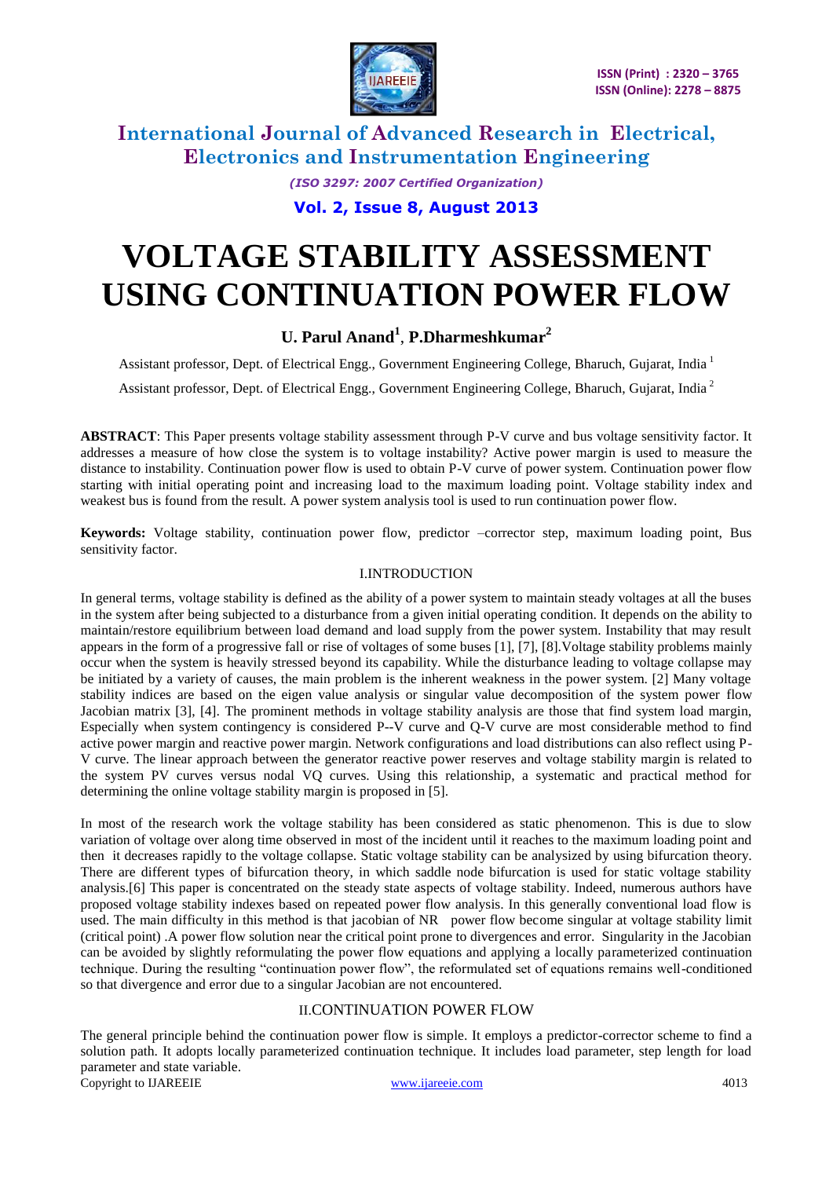# VOLTAGE STABILITY ASSESSMENT USING CONTINUATION POWER FLOW

**U. Parul Anand[1], P.Dharmeshkumar[2]**

Assistant professor, Dept. of Electrical Engg., Government Engineering College, Bharuch, Gujarat, India [1]

Assistant professor, Dept. of Electrical Engg., Government Engineering College, Bharuch, Gujarat, India [2]

**ABSTRACT**: This Paper presents voltage stability assessment through P-V curve and bus voltage sensitivity factor. It addresses a measure of how close the system is to voltage instability? Active power margin is used to measure the distance to instability. Continuation power flow is used to obtain P-V curve of power system. Continuation power flow starting with initial operating point and increasing load to the maximum loading point. Voltage stability index and weakest bus is found from the result. A power system analysis tool is used to run continuation power flow.

**Keywords:** Voltage stability, continuation power flow, predictor –corrector step, maximum loading point, Bus sensitivity factor.

## I.INTRODUCTION

In general terms, voltage stability is defined as the ability of a power system to maintain steady voltages at all the buses in the system after being subjected to a disturbance from a given initial operating condition. It depends on the ability to maintain/restore equilibrium between load demand and load supply from the power system. Instability that may result appears in the form of a progressive fall or rise of voltages of some buses [1], [7], [8].Voltage stability problems mainly occur when the system is heavily stressed beyond its capability. While the disturbance leading to voltage collapse may be initiated by a variety of causes, the main problem is the inherent weakness in the power system. [2] Many voltage stability indices are based on the eigen value analysis or singular value decomposition of the system power flow Jacobian matrix [3], [4]. The prominent methods in voltage stability analysis are those that find system load margin, Especially when system contingency is considered P--V curve and Q-V curve are most considerable method to find active power margin and reactive power margin. Network configurations and load distributions can also reflect using P-V curve. The linear approach between the generator reactive power reserves and voltage stability margin is related to the system PV curves versus nodal VQ curves. Using this relationship, a systematic and practical method for determining the online voltage stability margin is proposed in [5].

In most of the research work the voltage stability has been considered as static phenomenon. This is due to slow variation of voltage over along time observed in most of the incident until it reaches to the maximum loading point and then it decreases rapidly to the voltage collapse. Static voltage stability can be analysized by using bifurcation theory. There are different types of bifurcation theory, in which saddle node bifurcation is used for static voltage stability analysis.[6] This paper is concentrated on the steady state aspects of voltage stability. Indeed, numerous authors have proposed voltage stability indexes based on repeated power flow analysis. In this generally conventional load flow is used. The main difficulty in this method is that jacobian of NR power flow become singular at voltage stability limit (critical point) .A power flow solution near the critical point prone to divergences and error. Singularity in the Jacobian can be avoided by slightly reformulating the power flow equations and applying a locally parameterized continuation technique. During the resulting "continuation power flow", the reformulated set of equations remains well-conditioned so that divergence and error due to a singular Jacobian are not encountered.

## II.CONTINUATION POWER FLOW

The general principle behind the continuation power flow is simple. It employs a predictor-corrector scheme to find a solution path. It adopts locally parameterized continuation technique. It includes load parameter, step length for load parameter and state variable.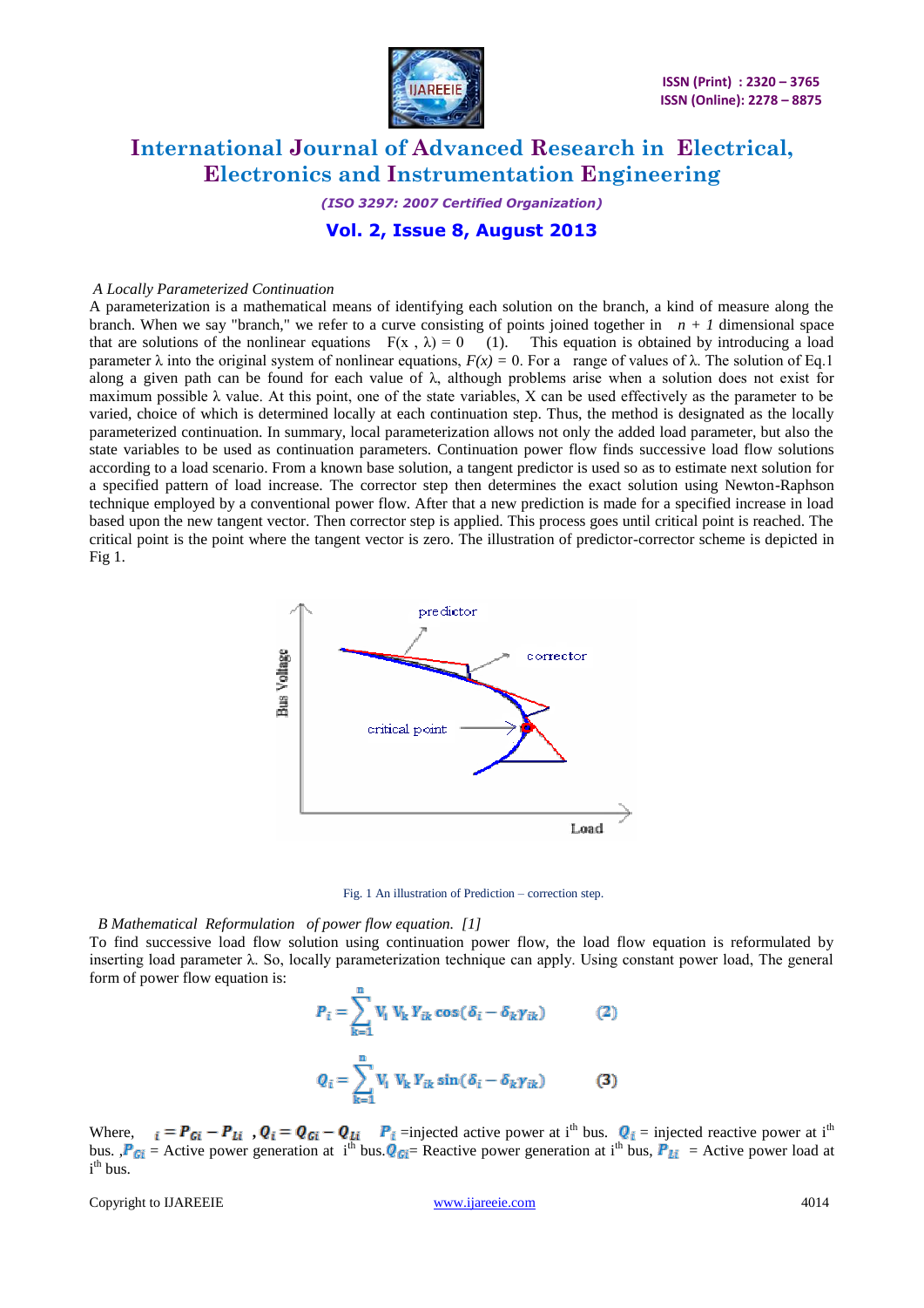*A Locally Parameterized Continuation*

A parameterization is a mathematical means of identifying each solution on the branch, a kind of measure along the branch. When we say "branch," we refer to a curve consisting of points joined together in $n + 1$ dimensional space that are solutions of the nonlinear equations $F(x, \lambda) = 0$ (1). This equation is obtained by introducing a load parameter λ into the original system of nonlinear equations, $F(x) = 0$. For a range of values of λ. The solution of Eq.1 along a given path can be found for each value of λ, although problems arise when a solution does not exist for maximum possible λ value. At this point, one of the state variables, X can be used effectively as the parameter to be varied, choice of which is determined locally at each continuation step. Thus, the method is designated as the locally parameterized continuation. In summary, local parameterization allows not only the added load parameter, but also the state variables to be used as continuation parameters. Continuation power flow finds successive load flow solutions according to a load scenario. From a known base solution, a tangent predictor is used so as to estimate next solution for a specified pattern of load increase. The corrector step then determines the exact solution using Newton-Raphson technique employed by a conventional power flow. After that a new prediction is made for a specified increase in load based upon the new tangent vector. Then corrector step is applied. This process goes until critical point is reached. The critical point is the point where the tangent vector is zero. The illustration of predictor-corrector scheme is depicted in Fig 1.

Fig. 1 An illustration of Prediction – correction step.

*B Mathematical Reformulation of power flow equation.* [1]

To find successive load flow solution using continuation power flow, the load flow equation is reformulated by inserting load parameter λ. So, locally parameterization technique can apply. Using constant power load, The general form of power flow equation is:

$$P_i = \sum_{k=1}^{n} V_i\, V_k\, Y_{ik} \cos(\delta_i - \delta_k \gamma_{ik}) \qquad (2)$$

$$Q_i = \sum_{k=1}^{n} V_i\, V_k\, Y_{ik} \sin(\delta_i - \delta_k \gamma_{ik}) \qquad (3)$$

Where, $_i = P_{Gi} - P_{Li}$ , $Q_i = Q_{Gi} - Q_{Li}$ $P_i$ =injected active power at i[th] bus. $Q_i$ = injected reactive power at i[th] bus. ,$P_{Gi}$ = Active power generation at i[th] bus.$Q_{Gi}$= Reactive power generation at i[th] bus, $P_{Li}$ = Active power load at i[th] bus.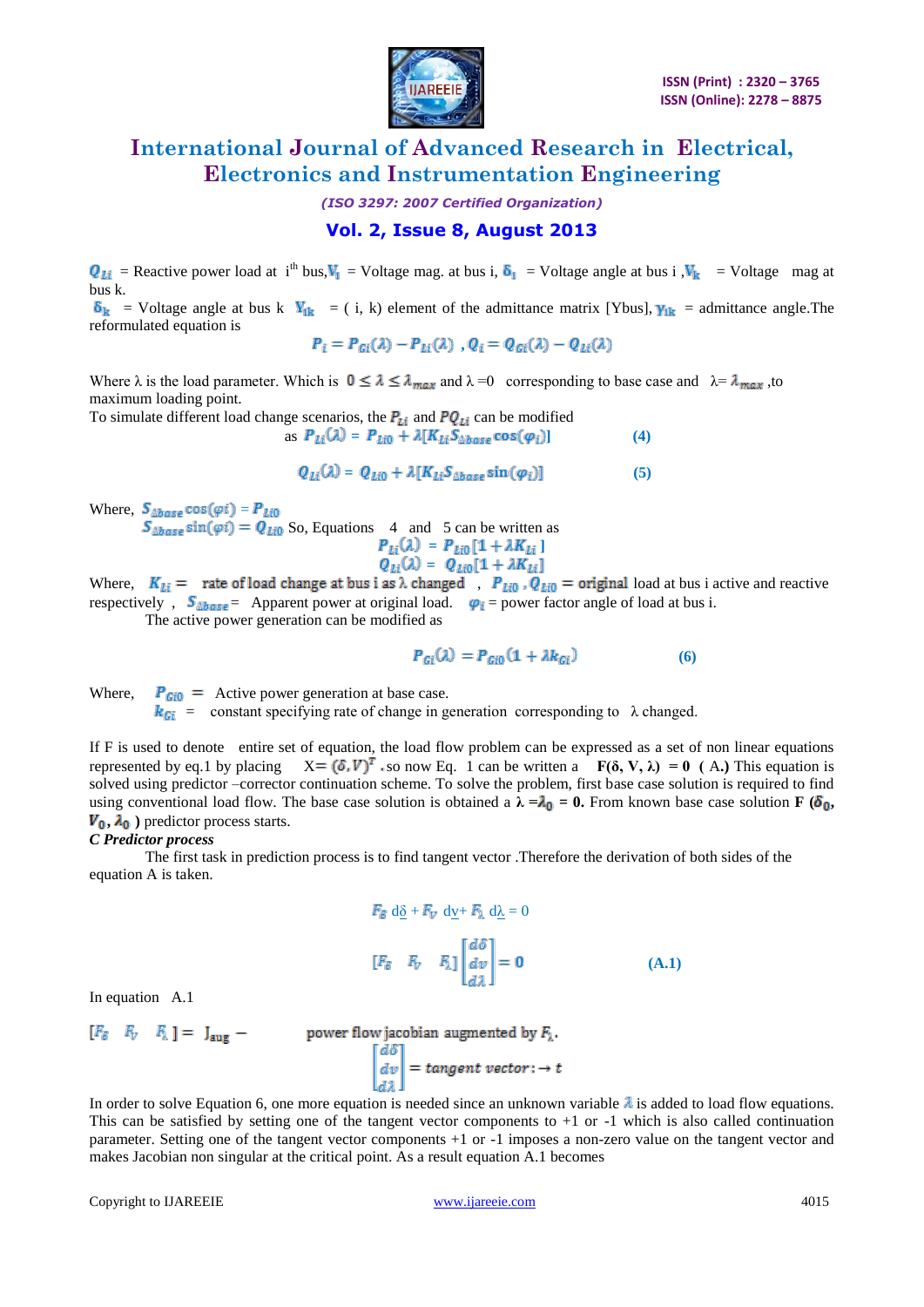$Q_{Li}$ = Reactive power load at i[th] bus, $V_i$ = Voltage mag. at bus i, $\delta_i$ = Voltage angle at bus i , $V_k$ = Voltage mag at bus k.

$\delta_k$ = Voltage angle at bus k $Y_{ik}$ = ( i, k) element of the admittance matrix [Ybus], $\gamma_{ik}$ = admittance angle.The reformulated equation is

$$P_i = P_{Gi}(\lambda) - P_{Li}(\lambda) \ , Q_i = Q_{Gi}(\lambda) - Q_{Li}(\lambda)$$

Where λ is the load parameter. Which is $0 \le \lambda \le \lambda_{max}$ and λ =0 corresponding to base case and λ= $\lambda_{max}$ ,to maximum loading point.

To simulate different load change scenarios, the $P_{Li}$ and $PQ_{Li}$ can be modified as

$$P_{Li}(\lambda) = P_{Li0} + \lambda[K_{Li}S_{\Delta base}\cos(\varphi_i)] \qquad (4)$$

$$Q_{Li}(\lambda) = Q_{Li0} + \lambda[K_{Li}S_{\Delta base}\sin(\varphi_i)] \qquad (5)$$

Where, $S_{\Delta base}\cos(\varphi i) = P_{Li0}$

$S_{\Delta base}\sin(\varphi i) = Q_{Li0}$ So, Equations 4 and 5 can be written as

$$P_{Li}(\lambda) = P_{Li0}[1 + \lambda K_{Li}]$$

$$Q_{Li}(\lambda) = Q_{Li0}[1 + \lambda K_{Li}]$$

Where, $K_{Li}$ = rate of load change at bus i as λ changed , $P_{Li0}$ , $Q_{Li0}$ = original load at bus i active and reactive respectively , $S_{\Delta base}$ = Apparent power at original load. $\varphi_i$ = power factor angle of load at bus i.

The active power generation can be modified as

$$P_{Gi}(\lambda) = P_{Gi0}(1 + \lambda k_{Gi}) \qquad (6)$$

Where, $P_{Gi0}$ = Active power generation at base case.

$k_{Gi}$ = constant specifying rate of change in generation corresponding to λ changed.

If F is used to denote entire set of equation, the load flow problem can be expressed as a set of non linear equations represented by eq.1 by placing X= $(\delta, V)^T$ .so now Eq. 1 can be written a **F(δ, V, λ) = 0 ( A.)** This equation is solved using predictor –corrector continuation scheme. To solve the problem, first base case solution is required to find using conventional load flow. The base case solution is obtained a **λ =$\lambda_0$ = 0.** From known base case solution **F ($\delta_0$, $V_0$, $\lambda_0$ )** predictor process starts.

***C Predictor process***

The first task in prediction process is to find tangent vector .Therefore the derivation of both sides of the equation A is taken.

$$F_\delta \, d\delta + F_V \, dv + F_\lambda \, d\lambda = 0$$

$$\begin{bmatrix} F_\delta & F_V & F_\lambda \end{bmatrix} \begin{bmatrix} d\delta \\ dv \\ d\lambda \end{bmatrix} = 0 \qquad (A.1)$$

In equation A.1

$[F_\delta \quad F_V \quad F_\lambda] = J_{aug}$ – power flow jacobian augmented by $F_\lambda$.

$$\begin{bmatrix} d\delta \\ dv \\ d\lambda \end{bmatrix} = tangent\ vector: \rightarrow t$$

In order to solve Equation 6, one more equation is needed since an unknown variable $\lambda$ is added to load flow equations. This can be satisfied by setting one of the tangent vector components to +1 or -1 which is also called continuation parameter. Setting one of the tangent vector components +1 or -1 imposes a non-zero value on the tangent vector and makes Jacobian non singular at the critical point. As a result equation A.1 becomes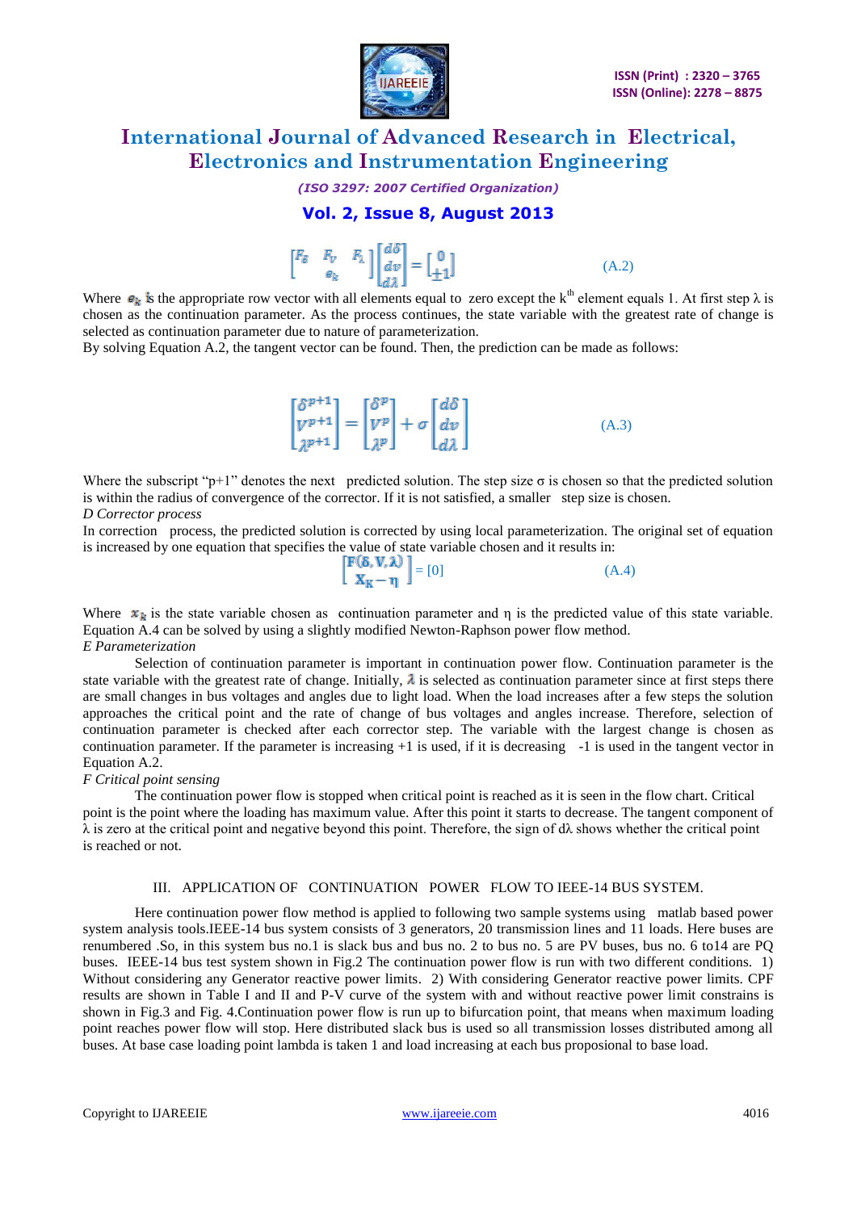$$\begin{bmatrix} F_\delta & F_v & F_\lambda \\ & e_k & \end{bmatrix} \begin{bmatrix} d\delta \\ dv \\ d\lambda \end{bmatrix} = \begin{bmatrix} 0 \\ \pm 1 \end{bmatrix} \quad \text{(A.2)}$$

Where $e_k$ is the appropriate row vector with all elements equal to zero except the k[th] element equals 1. At first step λ is chosen as the continuation parameter. As the process continues, the state variable with the greatest rate of change is selected as continuation parameter due to nature of parameterization.

By solving Equation A.2, the tangent vector can be found. Then, the prediction can be made as follows:

$$\begin{bmatrix} \delta^{p+1} \\ V^{p+1} \\ \lambda^{p+1} \end{bmatrix} = \begin{bmatrix} \delta^{p} \\ V^{p} \\ \lambda^{p} \end{bmatrix} + \sigma \begin{bmatrix} d\delta \\ dv \\ d\lambda \end{bmatrix} \quad \text{(A.3)}$$

Where the subscript "p+1" denotes the next predicted solution. The step size σ is chosen so that the predicted solution is within the radius of convergence of the corrector. If it is not satisfied, a smaller step size is chosen.

*D Corrector process*

In correction process, the predicted solution is corrected by using local parameterization. The original set of equation is increased by one equation that specifies the value of state variable chosen and it results in:

$$\begin{bmatrix} F(\delta, V, \lambda) \\ X_K - \eta \end{bmatrix} = [0] \quad \text{(A.4)}$$

Where $x_k$ is the state variable chosen as continuation parameter and η is the predicted value of this state variable. Equation A.4 can be solved by using a slightly modified Newton-Raphson power flow method.

*E Parameterization*

Selection of continuation parameter is important in continuation power flow. Continuation parameter is the state variable with the greatest rate of change. Initially, $\lambda$ is selected as continuation parameter since at first steps there are small changes in bus voltages and angles due to light load. When the load increases after a few steps the solution approaches the critical point and the rate of change of bus voltages and angles increase. Therefore, selection of continuation parameter is checked after each corrector step. The variable with the largest change is chosen as continuation parameter. If the parameter is increasing +1 is used, if it is decreasing -1 is used in the tangent vector in Equation A.2.

*F Critical point sensing*

The continuation power flow is stopped when critical point is reached as it is seen in the flow chart. Critical point is the point where the loading has maximum value. After this point it starts to decrease. The tangent component of λ is zero at the critical point and negative beyond this point. Therefore, the sign of dλ shows whether the critical point is reached or not.

## III. APPLICATION OF CONTINUATION POWER FLOW TO IEEE-14 BUS SYSTEM.

Here continuation power flow method is applied to following two sample systems using matlab based power system analysis tools.IEEE-14 bus system consists of 3 generators, 20 transmission lines and 11 loads. Here buses are renumbered .So, in this system bus no.1 is slack bus and bus no. 2 to bus no. 5 are PV buses, bus no. 6 to14 are PQ buses. IEEE-14 bus test system shown in Fig.2 The continuation power flow is run with two different conditions. 1) Without considering any Generator reactive power limits. 2) With considering Generator reactive power limits. CPF results are shown in Table I and II and P-V curve of the system with and without reactive power limit constrains is shown in Fig.3 and Fig. 4.Continuation power flow is run up to bifurcation point, that means when maximum loading point reaches power flow will stop. Here distributed slack bus is used so all transmission losses distributed among all buses. At base case loading point lambda is taken 1 and load increasing at each bus proposional to base load.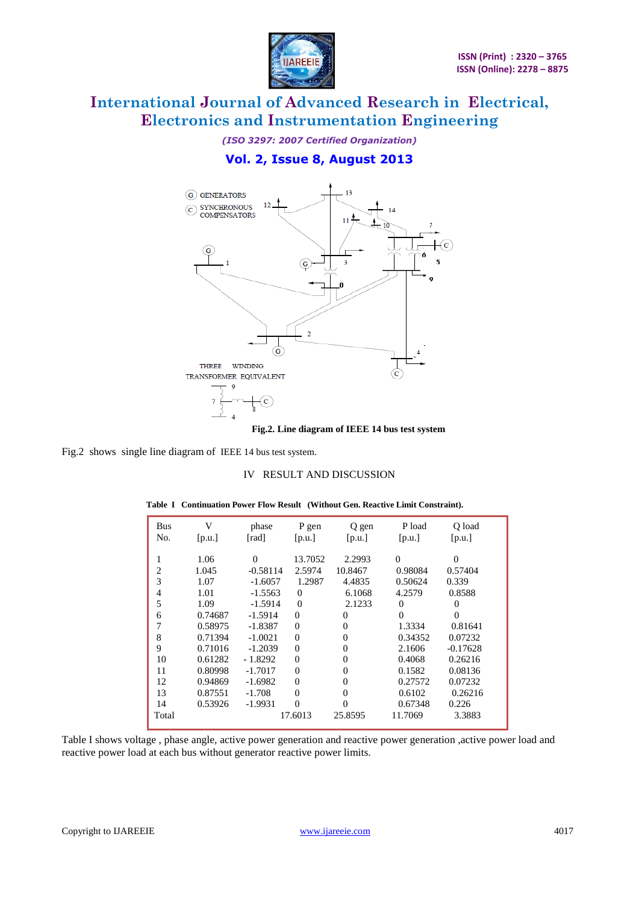Fig.2. Line diagram of IEEE 14 bus test system

Fig.2 shows single line diagram of IEEE 14 bus test system.

## IV RESULT AND DISCUSSION

**Table I Continuation Power Flow Result (Without Gen. Reactive Limit Constraint).**

| Bus No. | V [p.u.] | phase [rad] | P gen [p.u.] | Q gen [p.u.] | P load [p.u.] | Q load [p.u.] |
|---|---|---|---|---|---|---|
| 1 | 1.06 | 0 | 13.7052 | 2.2993 | 0 | 0 |
| 2 | 1.045 | -0.58114 | 2.5974 | 10.8467 | 0.98084 | 0.57404 |
| 3 | 1.07 | -1.6057 | 1.2987 | 4.4835 | 0.50624 | 0.339 |
| 4 | 1.01 | -1.5563 | 0 | 6.1068 | 4.2579 | 0.8588 |
| 5 | 1.09 | -1.5914 | 0 | 2.1233 | 0 | 0 |
| 6 | 0.74687 | -1.5914 | 0 | 0 | 0 | 0 |
| 7 | 0.58975 | -1.8387 | 0 | 0 | 1.3334 | 0.81641 |
| 8 | 0.71394 | -1.0021 | 0 | 0 | 0.34352 | 0.07232 |
| 9 | 0.71016 | -1.2039 | 0 | 0 | 2.1606 | -0.17628 |
| 10 | 0.61282 | - 1.8292 | 0 | 0 | 0.4068 | 0.26216 |
| 11 | 0.80998 | -1.7017 | 0 | 0 | 0.1582 | 0.08136 |
| 12 | 0.94869 | -1.6982 | 0 | 0 | 0.27572 | 0.07232 |
| 13 | 0.87551 | -1.708 | 0 | 0 | 0.6102 | 0.26216 |
| 14 | 0.53926 | -1.9931 | 0 | 0 | 0.67348 | 0.226 |
| Total | | | 17.6013 | 25.8595 | 11.7069 | 3.3883 |

Table I shows voltage , phase angle, active power generation and reactive power generation ,active power load and reactive power load at each bus without generator reactive power limits.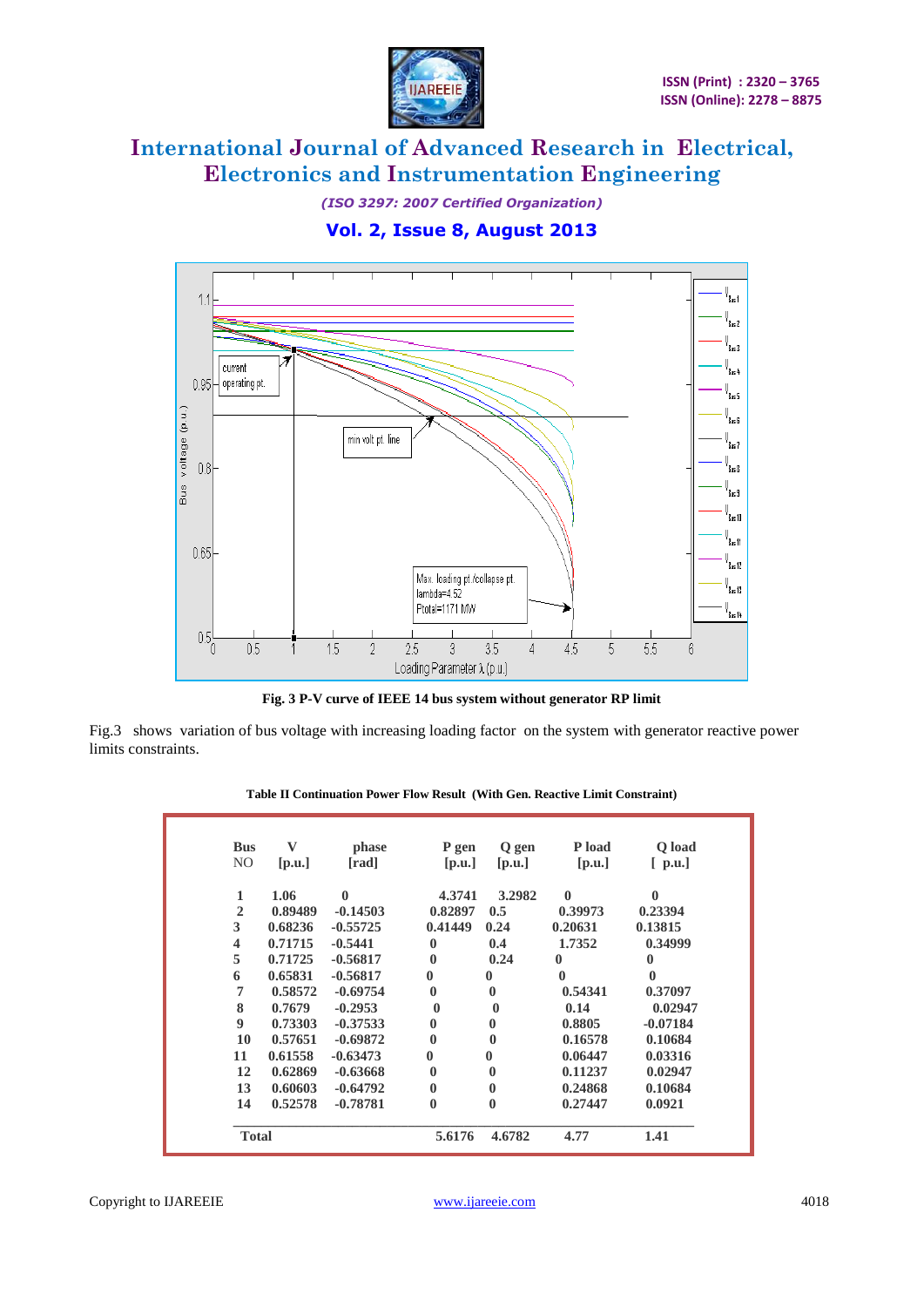**Fig. 3 P-V curve of IEEE 14 bus system without generator RP limit**

Fig.3 shows variation of bus voltage with increasing loading factor on the system with generator reactive power limits constraints.

**Table II Continuation Power Flow Result (With Gen. Reactive Limit Constraint)**

| Bus NO | V [p.u.] | phase [rad] | P gen [p.u.] | Q gen [p.u.] | P load [p.u.] | Q load [ p.u.] |
|---|---|---|---|---|---|---|
| 1 | 1.06 | 0 | 4.3741 | 3.2982 | 0 | 0 |
| 2 | 0.89489 | -0.14503 | 0.82897 | 0.5 | 0.39973 | 0.23394 |
| 3 | 0.68236 | -0.55725 | 0.41449 | 0.24 | 0.20631 | 0.13815 |
| 4 | 0.71715 | -0.5441 | 0 | 0.4 | 1.7352 | 0.34999 |
| 5 | 0.71725 | -0.56817 | 0 | 0.24 | 0 | 0 |
| 6 | 0.65831 | -0.56817 | 0 | 0 | 0 | 0 |
| 7 | 0.58572 | -0.69754 | 0 | 0 | 0.54341 | 0.37097 |
| 8 | 0.7679 | -0.2953 | 0 | 0 | 0.14 | 0.02947 |
| 9 | 0.73303 | -0.37533 | 0 | 0 | 0.8805 | -0.07184 |
| 10 | 0.57651 | -0.69872 | 0 | 0 | 0.16578 | 0.10684 |
| 11 | 0.61558 | -0.63473 | 0 | 0 | 0.06447 | 0.03316 |
| 12 | 0.62869 | -0.63668 | 0 | 0 | 0.11237 | 0.02947 |
| 13 | 0.60603 | -0.64792 | 0 | 0 | 0.24868 | 0.10684 |
| 14 | 0.52578 | -0.78781 | 0 | 0 | 0.27447 | 0.0921 |
| **Total** | | | 5.6176 | 4.6782 | 4.77 | 1.41 |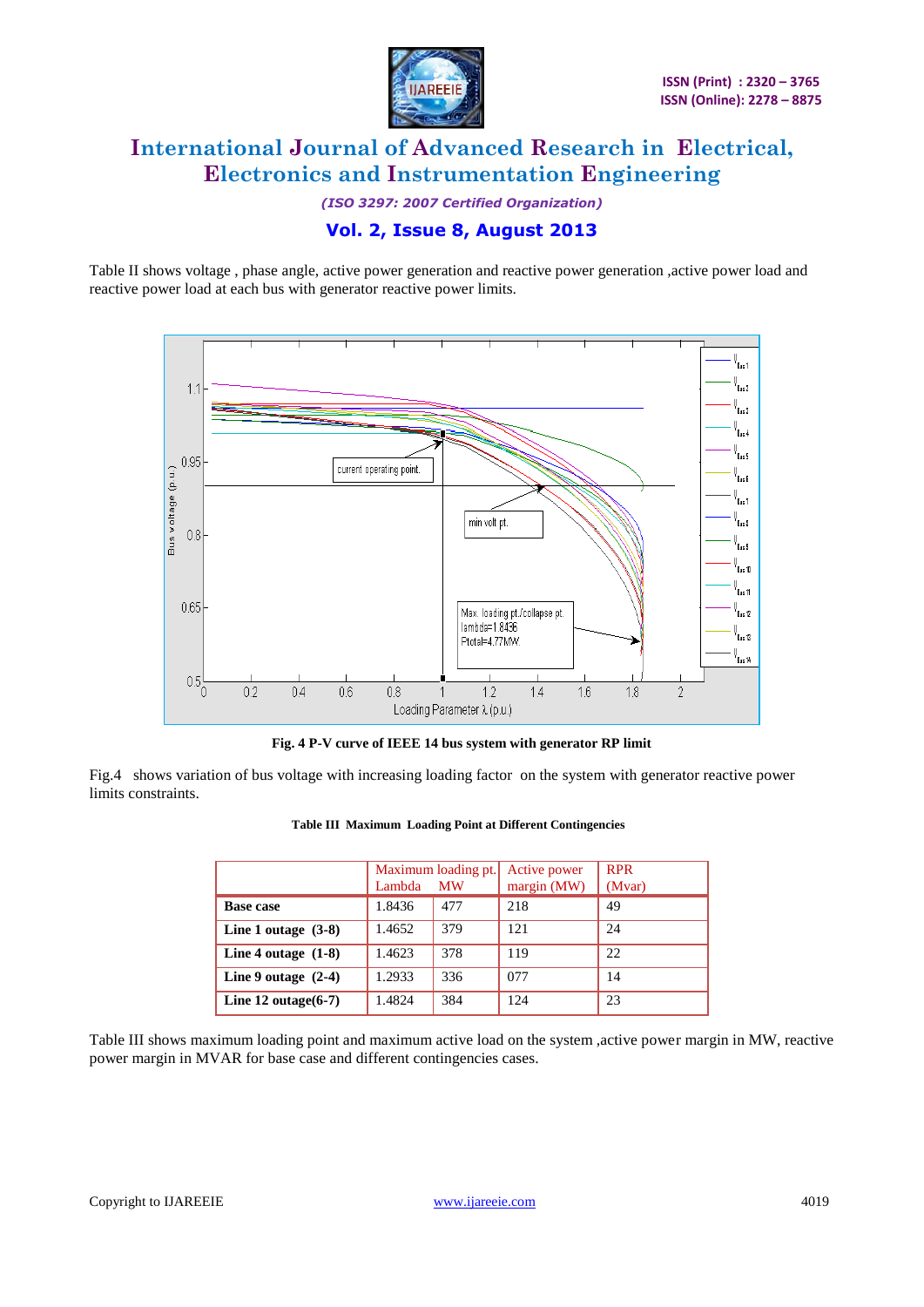Table II shows voltage , phase angle, active power generation and reactive power generation ,active power load and reactive power load at each bus with generator reactive power limits.

**Fig. 4 P-V curve of IEEE 14 bus system with generator RP limit**

Fig.4 shows variation of bus voltage with increasing loading factor on the system with generator reactive power limits constraints.

**Table III Maximum Loading Point at Different Contingencies**

| | Maximum loading pt. Lambda | MW | Active power margin (MW) | RPR (Mvar) |
|---|---|---|---|---|
| **Base case** | 1.8436 | 477 | 218 | 49 |
| **Line 1 outage (3-8)** | 1.4652 | 379 | 121 | 24 |
| **Line 4 outage (1-8)** | 1.4623 | 378 | 119 | 22 |
| **Line 9 outage (2-4)** | 1.2933 | 336 | 077 | 14 |
| **Line 12 outage(6-7)** | 1.4824 | 384 | 124 | 23 |

Table III shows maximum loading point and maximum active load on the system ,active power margin in MW, reactive power margin in MVAR for base case and different contingencies cases.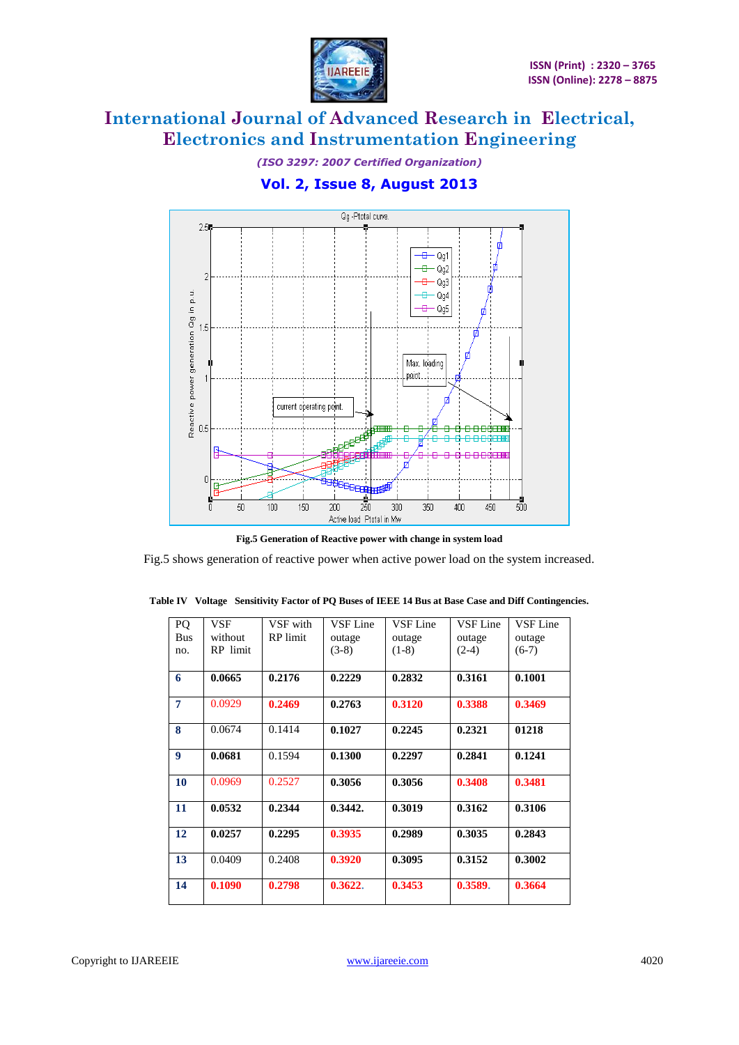Fig.5 Generation of Reactive power with change in system load

Fig.5 shows generation of reactive power when active power load on the system increased.

**Table IV Voltage Sensitivity Factor of PQ Buses of IEEE 14 Bus at Base Case and Diff Contingencies.**

| PQ Bus no. | VSF without RP limit | VSF with RP limit | VSF Line outage (3-8) | VSF Line outage (1-8) | VSF Line outage (2-4) | VSF Line outage (6-7) |
|---|---|---|---|---|---|---|
| **6** | **0.0665** | **0.2176** | **0.2229** | **0.2832** | **0.3161** | **0.1001** |
| **7** | 0.0929 | **0.2469** | **0.2763** | **0.3120** | **0.3388** | **0.3469** |
| **8** | 0.0674 | 0.1414 | **0.1027** | **0.2245** | **0.2321** | **01218** |
| **9** | **0.0681** | 0.1594 | **0.1300** | **0.2297** | **0.2841** | **0.1241** |
| **10** | 0.0969 | 0.2527 | **0.3056** | **0.3056** | **0.3408** | **0.3481** |
| **11** | **0.0532** | **0.2344** | **0.3442.** | **0.3019** | **0.3162** | **0.3106** |
| **12** | **0.0257** | **0.2295** | **0.3935** | **0.2989** | **0.3035** | **0.2843** |
| **13** | 0.0409 | 0.2408 | **0.3920** | **0.3095** | **0.3152** | **0.3002** |
| **14** | **0.1090** | **0.2798** | **0.3622.** | **0.3453** | **0.3589.** | **0.3664** |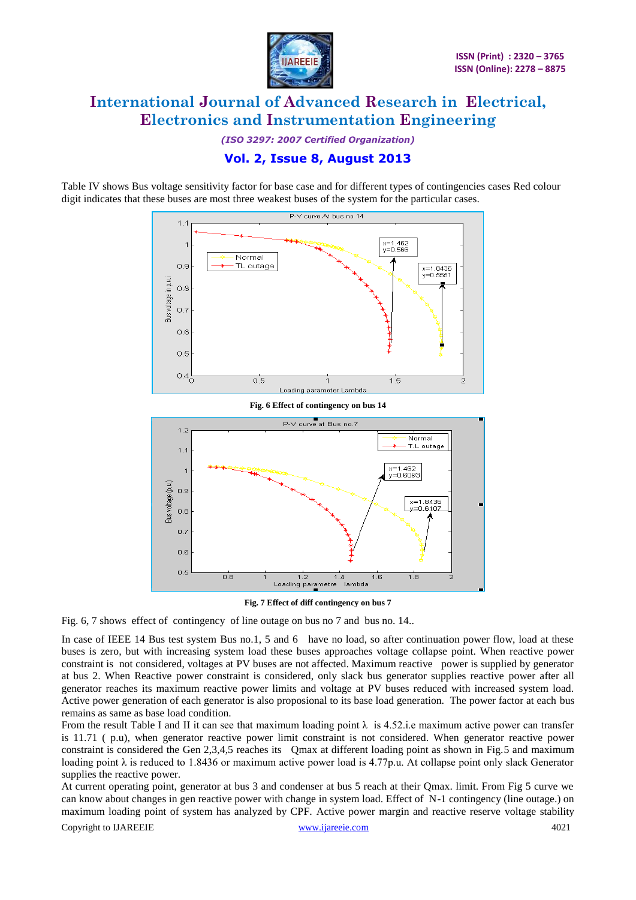Table IV shows Bus voltage sensitivity factor for base case and for different types of contingencies cases Red colour digit indicates that these buses are most three weakest buses of the system for the particular cases.

**Fig. 6 Effect of contingency on bus 14**

**Fig. 7 Effect of diff contingency on bus 7**

Fig. 6, 7 shows effect of contingency of line outage on bus no 7 and bus no. 14..

In case of IEEE 14 Bus test system Bus no.1, 5 and 6 have no load, so after continuation power flow, load at these buses is zero, but with increasing system load these buses approaches voltage collapse point. When reactive power constraint is not considered, voltages at PV buses are not affected. Maximum reactive power is supplied by generator at bus 2. When Reactive power constraint is considered, only slack bus generator supplies reactive power after all generator reaches its maximum reactive power limits and voltage at PV buses reduced with increased system load. Active power generation of each generator is also proposional to its base load generation. The power factor at each bus remains as same as base load condition.

From the result Table I and II it can see that maximum loading point $\lambda$ is 4.52.i.e maximum active power can transfer is 11.71 ( p.u), when generator reactive power limit constraint is not considered. When generator reactive power constraint is considered the Gen 2,3,4,5 reaches its Qmax at different loading point as shown in Fig.5 and maximum loading point $\lambda$ is reduced to 1.8436 or maximum active power load is 4.77p.u. At collapse point only slack Generator supplies the reactive power.

At current operating point, generator at bus 3 and condenser at bus 5 reach at their Qmax. limit. From Fig 5 curve we can know about changes in gen reactive power with change in system load. Effect of N-1 contingency (line outage.) on maximum loading point of system has analyzed by CPF. Active power margin and reactive reserve voltage stability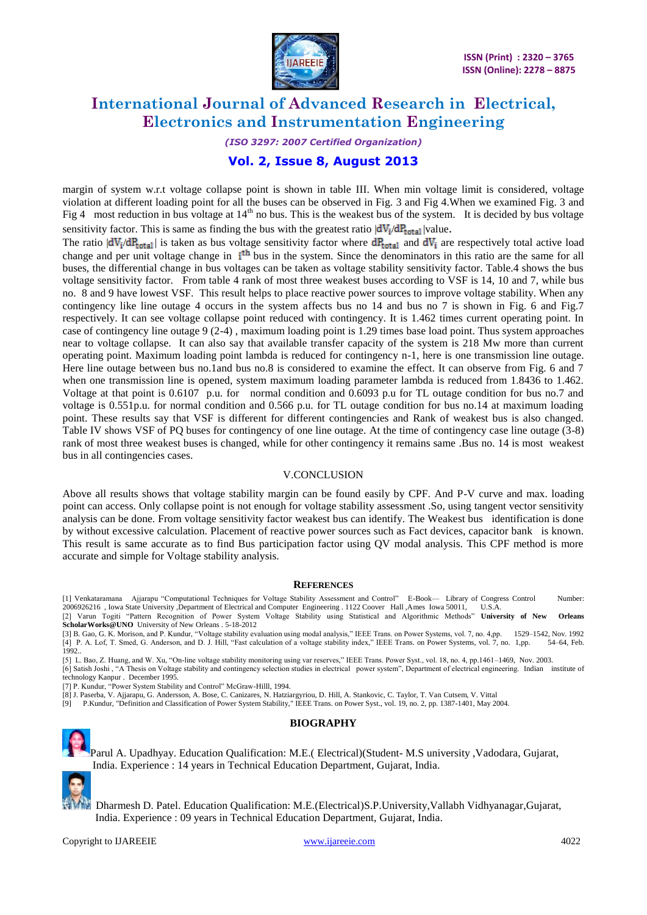margin of system w.r.t voltage collapse point is shown in table III. When min voltage limit is considered, voltage violation at different loading point for all the buses can be observed in Fig. 3 and Fig 4.When we examined Fig. 3 and Fig 4 most reduction in bus voltage at 14th no bus. This is the weakest bus of the system. It is decided by bus voltage sensitivity factor. This is same as finding the bus with the greatest ratio $|dV_i/dP_{total}|$ value.

The ratio $|dV_i/dP_{total}|$ is taken as bus voltage sensitivity factor where $dP_{total}$ and $dV_i$ are respectively total active load change and per unit voltage change in $i^{th}$ bus in the system. Since the denominators in this ratio are the same for all buses, the differential change in bus voltages can be taken as voltage stability sensitivity factor. Table.4 shows the bus voltage sensitivity factor. From table 4 rank of most three weakest buses according to VSF is 14, 10 and 7, while bus no. 8 and 9 have lowest VSF. This result helps to place reactive power sources to improve voltage stability. When any contingency like line outage 4 occurs in the system affects bus no 14 and bus no 7 is shown in Fig. 6 and Fig.7 respectively. It can see voltage collapse point reduced with contingency. It is 1.462 times current operating point. In case of contingency line outage 9 (2-4) , maximum loading point is 1.29 times base load point. Thus system approaches near to voltage collapse. It can also say that available transfer capacity of the system is 218 Mw more than current operating point. Maximum loading point lambda is reduced for contingency n-1, here is one transmission line outage. Here line outage between bus no.1and bus no.8 is considered to examine the effect. It can observe from Fig. 6 and 7 when one transmission line is opened, system maximum loading parameter lambda is reduced from 1.8436 to 1.462. Voltage at that point is 0.6107 p.u. for normal condition and 0.6093 p.u for TL outage condition for bus no.7 and voltage is 0.551p.u. for normal condition and 0.566 p.u. for TL outage condition for bus no.14 at maximum loading point. These results say that VSF is different for different contingencies and Rank of weakest bus is also changed. Table IV shows VSF of PQ buses for contingency of one line outage. At the time of contingency case line outage (3-8) rank of most three weakest buses is changed, while for other contingency it remains same .Bus no. 14 is most weakest bus in all contingencies cases.

## V.CONCLUSION

Above all results shows that voltage stability margin can be found easily by CPF. And P-V curve and max. loading point can access. Only collapse point is not enough for voltage stability assessment .So, using tangent vector sensitivity analysis can be done. From voltage sensitivity factor weakest bus can identify. The Weakest bus identification is done by without excessive calculation. Placement of reactive power sources such as Fact devices, capacitor bank is known. This result is same accurate as to find Bus participation factor using QV modal analysis. This CPF method is more accurate and simple for Voltage stability analysis.

## REFERENCES

[1] Venkataramana Ajjarapu "Computational Techniques for Voltage Stability Assessment and Control" E-Book— Library of Congress Control Number: 2006926216 , Iowa State University ,Department of Electrical and Computer Engineering . 1122 Coover Hall ,Ames Iowa 50011, U.S.A.

[2] Varun Togiti "Pattern Recognition of Power System Voltage Stability using Statistical and Algorithmic Methods" **University of New Orleans ScholarWorks@UNO** University of New Orleans . 5-18-2012

[3] B. Gao, G. K. Morison, and P. Kundur, "Voltage stability evaluation using modal analysis," IEEE Trans. on Power Systems, vol. 7, no. 4,pp. 1529–1542, Nov. 1992

[4] P. A. Lof, T. Smed, G. Anderson, and D. J. Hill, "Fast calculation of a voltage stability index," IEEE Trans. on Power Systems, vol. 7, no. 1,pp. 54–64, Feb. 1992..

[5] L. Bao, Z. Huang, and W. Xu, "On-line voltage stability monitoring using var reserves," IEEE Trans. Power Syst., vol. 18, no. 4, pp.1461–1469, Nov. 2003.

[6] Satish Joshi , "A Thesis on Voltage stability and contingency selection studies in electrical power system", Department of electrical engineering. Indian institute of technology Kanpur . December 1995.

[7] P. Kundur, "Power System Stability and Control" McGraw-Hilll, 1994.

[8] J. Paserba, V. Ajjarapu, G. Andersson, A. Bose, C. Canizares, N. Hatziargyriou, D. Hill, A. Stankovic, C. Taylor, T. Van Cutsem, V. Vittal

[9] P.Kundur, "Definition and Classification of Power System Stability," IEEE Trans. on Power Syst., vol. 19, no. 2, pp. 1387-1401, May 2004.

## BIOGRAPHY

Parul A. Upadhyay. Education Qualification: M.E.( Electrical)(Student- M.S university ,Vadodara, Gujarat, India. Experience : 14 years in Technical Education Department, Gujarat, India.

Dharmesh D. Patel. Education Qualification: M.E.(Electrical)S.P.University,Vallabh Vidhyanagar,Gujarat, India. Experience : 09 years in Technical Education Department, Gujarat, India.